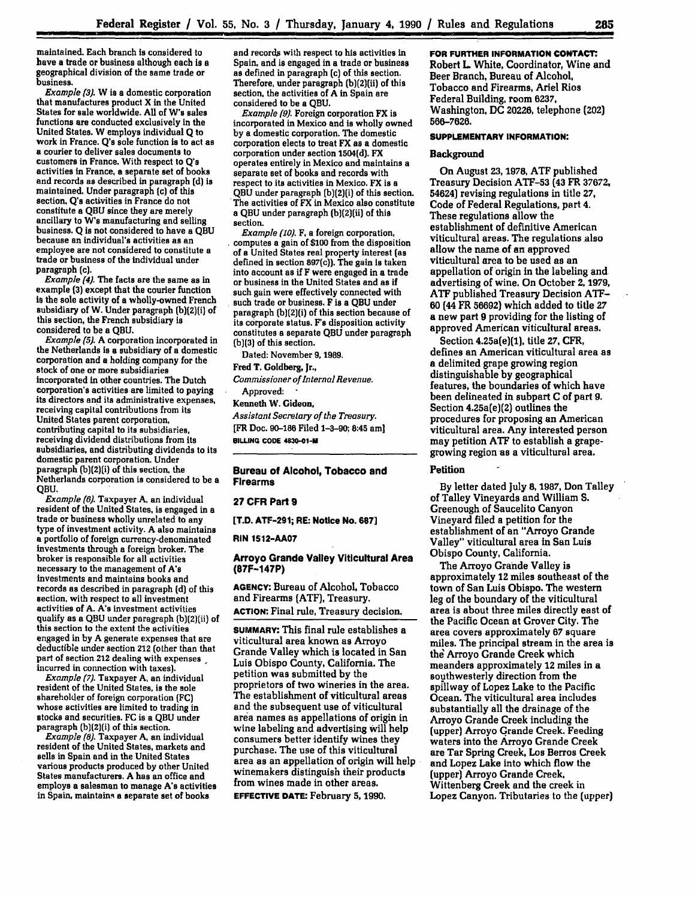maintained. Each branch is considered to have a trade or business although each is a geographical division of the same trade or business.

*Example (3).* W is a domestic corporation that manufactures product X in the United States for sale worldwide. All of W's sales functions are conducted exclusively in the United States. W employs individual Q to work in France. Q's sole function is to act as a courier to deliver sales documents to customers in France. With respect to Q's activities in France, a separate set of books and records as described in paragraph (d) is maintained. Under paragraph (c) of this section, Q's activities in France do not constitute a QBU since they are merely ancillary to W's manufacturing and selling business. Q is not considered to have a QBU because an individual's activities as an employee are not considered to constitute a trade or business of the individual under paragraph (c).

*Example (4).* The facts are the same as in example (3) except that the courier function is the sole activity of a wholly-owned French subsidiary of W. Under paragraph (b)(2)(i) of this section, the French subsidiary is considered to be a QBU.

*Example (5).* A corporation incorporated in the Netherlands is a subsidiary of a domestic corporation and a holding company for the stock of one or more subsidiaries incorporated in other countries. The Dutch corporation's activities are limited to paying its directors and its administrative expenses, receiving capital contributions from its United States parent corporation, contributing capital to its subsidiaries, receiving dividend distributions from its subsidiaries, and distributing dividends to its domestic parent corporation. Under paragraph (b)(2)(i) of this section, the Netherlands corporation is considered to be a QBU.

*Example (6).* Taxpayer A, an individual resident of the United States, is engaged in a trade or business wholly unrelated to any type of investment activity. A also maintains a portfolio of foreign currency-denominated investments through a foreign broker. The broker is responsible for all activities necessary to the management of A's investments and maintains books and records as described in paragraph (d) of this section, with respect to all investment activities of A. A's investment activities qualify as a QBU under paragraph (b)(2)(ii) of this section to the extent the activities engaged in by A generate expenses that are deductible under section 212 (other than that part of section 212 dealing with expenses incurred in connection with taxes).

*Example (7).* Taxpayer A, an individual resident of the United States, is the sole shareholder of foreign corporation (FC) whose activities are limited to trading in stocks and securities. FC is a QBU under paragraph (b)(2)(i) of this section.

*Example (8).* Taxpayer A, an individual resident of the United States, markets and sells in Spain and in the United States various products produced by other United States manufacturers. A has an office and employs a salesman to manage A's activities in Spain, maintains a separate set of books and records with respect to his activities in Spain, and is engaged in a trade or business as defined in paragraph (c) of this section. Therefore, under paragraph (b)(2)(ii) of this section, the activities of A in Spain are considered to be a QBU.

*Example (9).* Foreign corporation FX is incorporated in Mexico and is wholly owned by a domestic corporation. The domestic corporation elects to treat FX as a domestic corporation under section 1504(d). FX operates entirely in Mexico and maintains a separate set of books and records with respect to its activities in Mexico. FX is a QBU under paragraph (b)(2)(i) of this section. The activities of FX in Mexico also constitute a QBU under paragraph (b)(2)(ii) of this section.

*Example (10).* F, a foreign corporation, computes a gain of $100 from the disposition of a United States real property interest (as defined in section 897(c)). The gain is taken into account as if F were engaged in a trade or business in the United States and as if such gain were effectively connected with such trade or business. F is a QBU under paragraph (b)(2)(i) of this section because of its corporate status. F's disposition activity constitutes a separate QBU under paragraph (b)(3) of this section.

Dated: November 9, 1989.

**Fred T. Goldberg, Jr.,**

*Commissioner of Internal Revenue.*

Approved:

**Kenneth W. Gideon,**

*Assistant Secretary of the Treasury.*

[FR Doc. 90-186 Filed 1-3-90; 8:45 am]

**BILLING CODE 4830-01-M**

---

## Bureau of Alcohol, Tobacco and Firearms

### 27 CFR Part 9

**[T.D. ATF-291; RE: Notice No. 687]**

**RIN 1512-AA07**

### Arroyo Grande Valley Viticultural Area (87F-147P)

**AGENCY:** Bureau of Alcohol, Tobacco and Firearms (ATF), Treasury.

**ACTION:** Final rule, Treasury decision.

**SUMMARY:** This final rule establishes a viticultural area known as Arroyo Grande Valley which is located in San Luis Obispo County, California. The petition was submitted by the proprietors of two wineries in the area. The establishment of viticultural areas and the subsequent use of viticultural area names as appellations of origin in wine labeling and advertising will help consumers better identify wines they purchase. The use of this viticultural area as an appellation of origin will help winemakers distinguish their products from wines made in other areas.

**EFFECTIVE DATE:** February 5, 1990.

**FOR FURTHER INFORMATION CONTACT:** Robert L. White, Coordinator, Wine and Beer Branch, Bureau of Alcohol, Tobacco and Firearms, Ariel Rios Federal Building, room 6237, Washington, DC 20226, telephone (202) 566-7626.

**SUPPLEMENTARY INFORMATION:**

#### Background

On August 23, 1978, ATF published Treasury Decision ATF-53 (43 FR 37672, 54624) revising regulations in title 27, Code of Federal Regulations, part 4. These regulations allow the establishment of definitive American viticultural areas. The regulations also allow the name of an approved viticultural area to be used as an appellation of origin in the labeling and advertising of wine. On October 2, 1979, ATF published Treasury Decision ATF-60 (44 FR 56692) which added to title 27 a new part 9 providing for the listing of approved American viticultural areas.

Section 4.25a(e)(1), title 27, CFR, defines an American viticultural area as a delimited grape growing region distinguishable by geographical features, the boundaries of which have been delineated in subpart C of part 9. Section 4.25a(e)(2) outlines the procedures for proposing an American viticultural area. Any interested person may petition ATF to establish a grape-growing region as a viticultural area.

#### Petition

By letter dated July 8, 1987, Don Talley of Talley Vineyards and William S. Greenough of Saucelito Canyon Vineyard filed a petition for the establishment of an "Arroyo Grande Valley" viticultural area in San Luis Obispo County, California.

The Arroyo Grande Valley is approximately 12 miles southeast of the town of San Luis Obispo. The western leg of the boundary of the viticultural area is about three miles directly east of the Pacific Ocean at Grover City. The area covers approximately 67 square miles. The principal stream in the area is the Arroyo Grande Creek which meanders approximately 12 miles in a southwesterly direction from the spillway of Lopez Lake to the Pacific Ocean. The viticultural area includes substantially all the drainage of the Arroyo Grande Creek including the (upper) Arroyo Grande Creek. Feeding waters into the Arroyo Grande Creek are Tar Spring Creek, Los Berros Creek and Lopez Lake into which flow the (upper) Arroyo Grande Creek, Wittenberg Creek and the creek in Lopez Canyon. Tributaries to the (upper)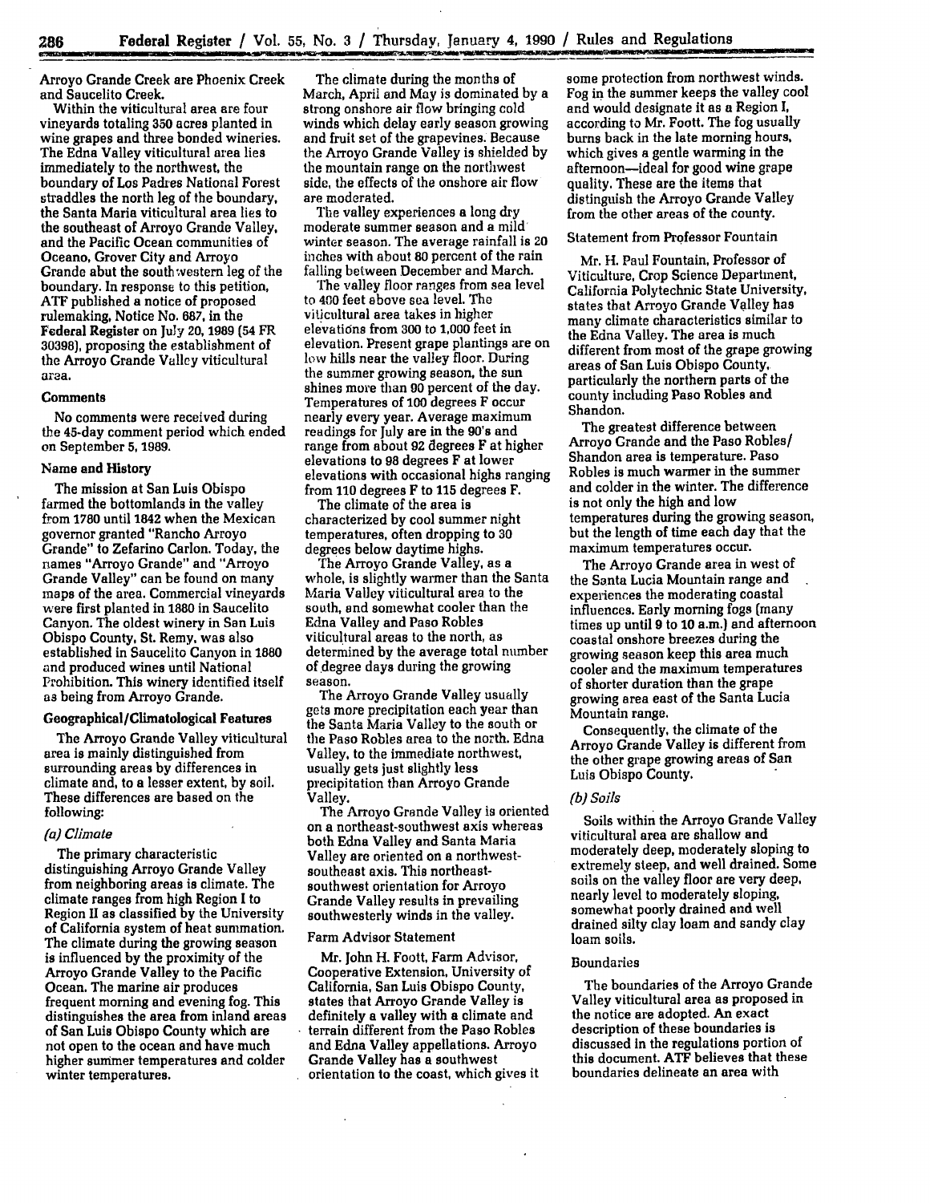Arroyo Grande Creek are Phoenix Creek and Saucelito Creek.

Within the viticultural area are four vineyards totaling 350 acres planted in wine grapes and three bonded wineries. The Edna Valley viticultural area lies immediately to the northwest, the boundary of Los Padres National Forest straddles the north leg of the boundary, the Santa Maria viticultural area lies to the southeast of Arroyo Grande Valley, and the Pacific Ocean communities of Oceano, Grover City and Arroyo Grande abut the southwestern leg of the boundary. In response to this petition, ATF published a notice of proposed rulemaking, Notice No. 687, in the Federal Register on July 20, 1989 (54 FR 30398), proposing the establishment of the Arroyo Grande Valley viticultural area.

### Comments

No comments were received during the 45-day comment period which ended on September 5, 1989.

### Name and History

The mission at San Luis Obispo farmed the bottomlands in the valley from 1780 until 1842 when the Mexican governor granted "Rancho Arroyo Grande" to Zefarino Carlon. Today, the names "Arroyo Grande" and "Arroyo Grande Valley" can be found on many maps of the area. Commercial vineyards were first planted in 1880 in Saucelito Canyon. The oldest winery in San Luis Obispo County, St. Remy, was also established in Saucelito Canyon in 1880 and produced wines until National Prohibition. This winery identified itself as being from Arroyo Grande.

### Geographical/Climatological Features

The Arroyo Grande Valley viticultural area is mainly distinguished from surrounding areas by differences in climate and, to a lesser extent, by soil. These differences are based on the following:

#### *(a) Climate*

The primary characteristic distinguishing Arroyo Grande Valley from neighboring areas is climate. The climate ranges from high Region I to Region II as classified by the University of California system of heat summation. The climate during the growing season is influenced by the proximity of the Arroyo Grande Valley to the Pacific Ocean. The marine air produces frequent morning and evening fog. This distinguishes the area from inland areas of San Luis Obispo County which are not open to the ocean and have much higher summer temperatures and colder winter temperatures.

The climate during the months of March, April and May is dominated by a strong onshore air flow bringing cold winds which delay early season growing and fruit set of the grapevines. Because the Arroyo Grande Valley is shielded by the mountain range on the northwest side, the effects of the onshore air flow are moderated.

The valley experiences a long dry moderate summer season and a mild winter season. The average rainfall is 20 inches with about 80 percent of the rain falling between December and March.

The valley floor ranges from sea level to 400 feet above sea level. The viticultural area takes in higher elevations from 300 to 1,000 feet in elevation. Present grape plantings are on low hills near the valley floor. During the summer growing season, the sun shines more than 90 percent of the day. Temperatures of 100 degrees F occur nearly every year. Average maximum readings for July are in the 90's and range from about 92 degrees F at higher elevations to 98 degrees F at lower elevations with occasional highs ranging from 110 degrees F to 115 degrees F.

The climate of the area is characterized by cool summer night temperatures, often dropping to 30 degrees below daytime highs.

The Arroyo Grande Valley, as a whole, is slightly warmer than the Santa Maria Valley viticultural area to the south, and somewhat cooler than the Edna Valley and Paso Robles viticultural areas to the north, as determined by the average total number of degree days during the growing season.

The Arroyo Grande Valley usually gets more precipitation each year than the Santa Maria Valley to the south or the Paso Robles area to the north. Edna Valley, to the immediate northwest, usually gets just slightly less precipitation than Arroyo Grande Valley.

The Arroyo Grande Valley is oriented on a northeast-southwest axis whereas both Edna Valley and Santa Maria Valley are oriented on a northwest-southeast axis. This northeast-southwest orientation for Arroyo Grande Valley results in prevailing southwesterly winds in the valley.

#### Farm Advisor Statement

Mr. John H. Foott, Farm Advisor, Cooperative Extension, University of California, San Luis Obispo County, states that Arroyo Grande Valley is definitely a valley with a climate and terrain different from the Paso Robles and Edna Valley appellations. Arroyo Grande Valley has a southwest orientation to the coast, which gives it some protection from northwest winds. Fog in the summer keeps the valley cool and would designate it as a Region I, according to Mr. Foott. The fog usually burns back in the late morning hours, which gives a gentle warming in the afternoon—ideal for good wine grape quality. These are the items that distinguish the Arroyo Grande Valley from the other areas of the county.

#### Statement from Professor Fountain

Mr. H. Paul Fountain, Professor of Viticulture, Crop Science Department, California Polytechnic State University, states that Arroyo Grande Valley has many climate characteristics similar to the Edna Valley. The area is much different from most of the grape growing areas of San Luis Obispo County, particularly the northern parts of the county including Paso Robles and Shandon.

The greatest difference between Arroyo Grande and the Paso Robles/Shandon area is temperature. Paso Robles is much warmer in the summer and colder in the winter. The difference is not only the high and low temperatures during the growing season, but the length of time each day that the maximum temperatures occur.

The Arroyo Grande area in west of the Santa Lucia Mountain range and experiences the moderating coastal influences. Early morning fogs (many times up until 9 to 10 a.m.) and afternoon coastal onshore breezes during the growing season keep this area much cooler and the maximum temperatures of shorter duration than the grape growing area east of the Santa Lucia Mountain range.

Consequently, the climate of the Arroyo Grande Valley is different from the other grape growing areas of San Luis Obispo County.

#### *(b) Soils*

Soils within the Arroyo Grande Valley viticultural area are shallow and moderately deep, moderately sloping to extremely steep, and well drained. Some soils on the valley floor are very deep, nearly level to moderately sloping, somewhat poorly drained and well drained silty clay loam and sandy clay loam soils.

### Boundaries

The boundaries of the Arroyo Grande Valley viticultural area as proposed in the notice are adopted. An exact description of these boundaries is discussed in the regulations portion of this document. ATF believes that these boundaries delineate an area with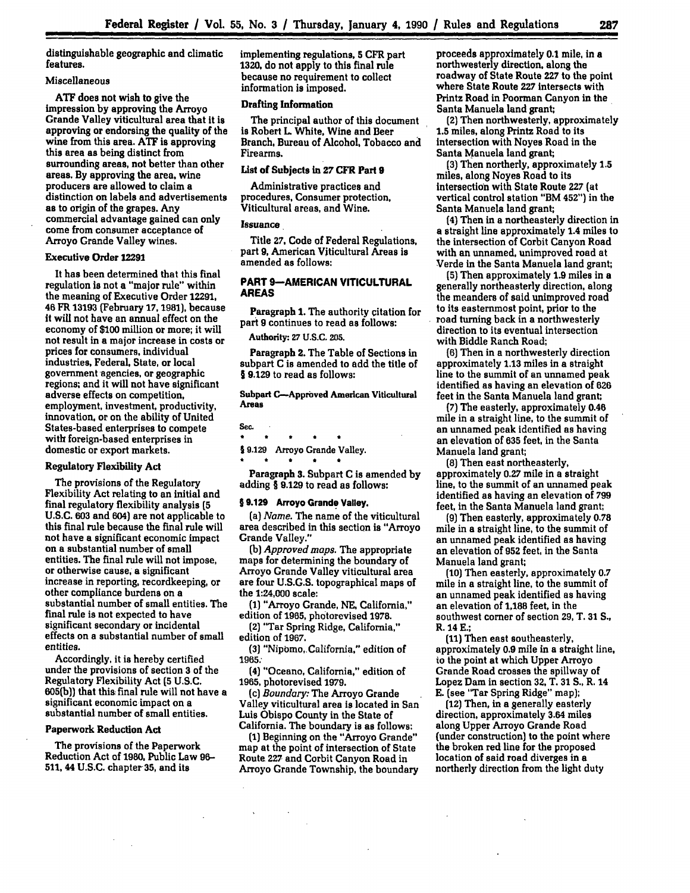distinguishable geographic and climatic features.

### Miscellaneous

ATF does not wish to give the impression by approving the Arroyo Grande Valley viticultural area that it is approving or endorsing the quality of the wine from this area. ATF is approving this area as being distinct from surrounding areas, not better than other areas. By approving the area, wine producers are allowed to claim a distinction on labels and advertisements as to origin of the grapes. Any commercial advantage gained can only come from consumer acceptance of Arroyo Grande Valley wines.

### Executive Order 12291

It has been determined that this final regulation is not a "major rule" within the meaning of Executive Order 12291, 46 FR 13193 (February 17, 1981), because it will not have an annual effect on the economy of $100 million or more; it will not result in a major increase in costs or prices for consumers, individual industries, Federal, State, or local government agencies, or geographic regions; and it will not have significant adverse effects on competition, employment, investment, productivity, innovation, or on the ability of United States-based enterprises to compete with foreign-based enterprises in domestic or export markets.

### Regulatory Flexibility Act

The provisions of the Regulatory Flexibility Act relating to an initial and final regulatory flexibility analysis (5 U.S.C. 603 and 604) are not applicable to this final rule because the final rule will not have a significant economic impact on a substantial number of small entities. The final rule will not impose, or otherwise cause, a significant increase in reporting, recordkeeping, or other compliance burdens on a substantial number of small entities. The final rule is not expected to have significant secondary or incidental effects on a substantial number of small entities.

Accordingly, it is hereby certified under the provisions of section 3 of the Regulatory Flexibility Act (5 U.S.C. 605(b)) that this final rule will not have a significant economic impact on a substantial number of small entities.

### Paperwork Reduction Act

The provisions of the Paperwork Reduction Act of 1980, Public Law 96-511, 44 U.S.C. chapter 35, and its implementing regulations, 5 CFR part 1320, do not apply to this final rule because no requirement to collect information is imposed.

### Drafting Information

The principal author of this document is Robert L. White, Wine and Beer Branch, Bureau of Alcohol, Tobacco and Firearms.

### List of Subjects in 27 CFR Part 9

Administrative practices and procedures, Consumer protection, Viticultural areas, and Wine.

### Issuance

Title 27, Code of Federal Regulations, part 9, American Viticultural Areas is amended as follows:

## PART 9—AMERICAN VITICULTURAL AREAS

**Paragraph 1.** The authority citation for part 9 continues to read as follows:

**Authority:** 27 U.S.C. 205.

**Paragraph 2.** The Table of Sections in subpart C is amended to add the title of § 9.129 to read as follows:

**Subpart C—Approved American Viticultural Areas**

Sec.

\* \* \* \* \*

§ 9.129 Arroyo Grande Valley.

\* \* \* \* \*

**Paragraph 3.** Subpart C is amended by adding § 9.129 to read as follows:

### § 9.129 Arroyo Grande Valley.

(a) *Name.* The name of the viticultural area described in this section is "Arroyo Grande Valley."

(b) *Approved maps.* The appropriate maps for determining the boundary of Arroyo Grande Valley viticultural area are four U.S.G.S. topographical maps of the 1:24,000 scale:

(1) "Arroyo Grande, NE, California," edition of 1965, photorevised 1978.

(2) "Tar Spring Ridge, California," edition of 1967.

(3) "Nipomo, California," edition of 1965.

(4) "Oceano, California," edition of 1965, photorevised 1979.

(c) *Boundary:* The Arroyo Grande Valley viticultural area is located in San Luis Obispo County in the State of California. The boundary is as follows:

(1) Beginning on the "Arroyo Grande" map at the point of intersection of State Route 227 and Corbit Canyon Road in Arroyo Grande Township, the boundary proceeds approximately 0.1 mile, in a northwesterly direction, along the roadway of State Route 227 to the point where State Route 227 intersects with Printz Road in Poorman Canyon in the Santa Manuela land grant;

(2) Then northwesterly, approximately 1.5 miles, along Printz Road to its intersection with Noyes Road in the Santa Manuela land grant;

(3) Then northerly, approximately 1.5 miles, along Noyes Road to its intersection with State Route 227 (at vertical control station "BM 452") in the Santa Manuela land grant;

(4) Then in a northeasterly direction in a straight line approximately 1.4 miles to the intersection of Corbit Canyon Road with an unnamed, unimproved road at Verde in the Santa Manuela land grant;

(5) Then approximately 1.9 miles in a generally northeasterly direction, along the meanders of said unimproved road to its easternmost point, prior to the road turning back in a northwesterly direction to its eventual intersection with Biddle Ranch Road;

(6) Then in a northwesterly direction approximately 1.13 miles in a straight line to the summit of an unnamed peak identified as having an elevation of 626 feet in the Santa Manuela land grant;

(7) The easterly, approximately 0.46 mile in a straight line, to the summit of an unnamed peak identified as having an elevation of 635 feet, in the Santa Manuela land grant;

(8) Then east northeasterly, approximately 0.27 mile in a straight line, to the summit of an unnamed peak identified as having an elevation of 799 feet, in the Santa Manuela land grant;

(9) Then easterly, approximately 0.78 mile in a straight line, to the summit of an unnamed peak identified as having an elevation of 952 feet, in the Santa Manuela land grant;

(10) Then easterly, approximately 0.7 mile in a straight line, to the summit of an unnamed peak identified as having an elevation of 1,188 feet, in the southwest corner of section 29, T. 31 S., R. 14 E.;

(11) Then east southeasterly, approximately 0.9 mile in a straight line, to the point at which Upper Arroyo Grande Road crosses the spillway of Lopez Dam in section 32, T. 31 S., R. 14 E. (see "Tar Spring Ridge" map);

(12) Then, in a generally easterly direction, approximately 3.64 miles along Upper Arroyo Grande Road (under construction) to the point where the broken red line for the proposed location of said road diverges in a northerly direction from the light duty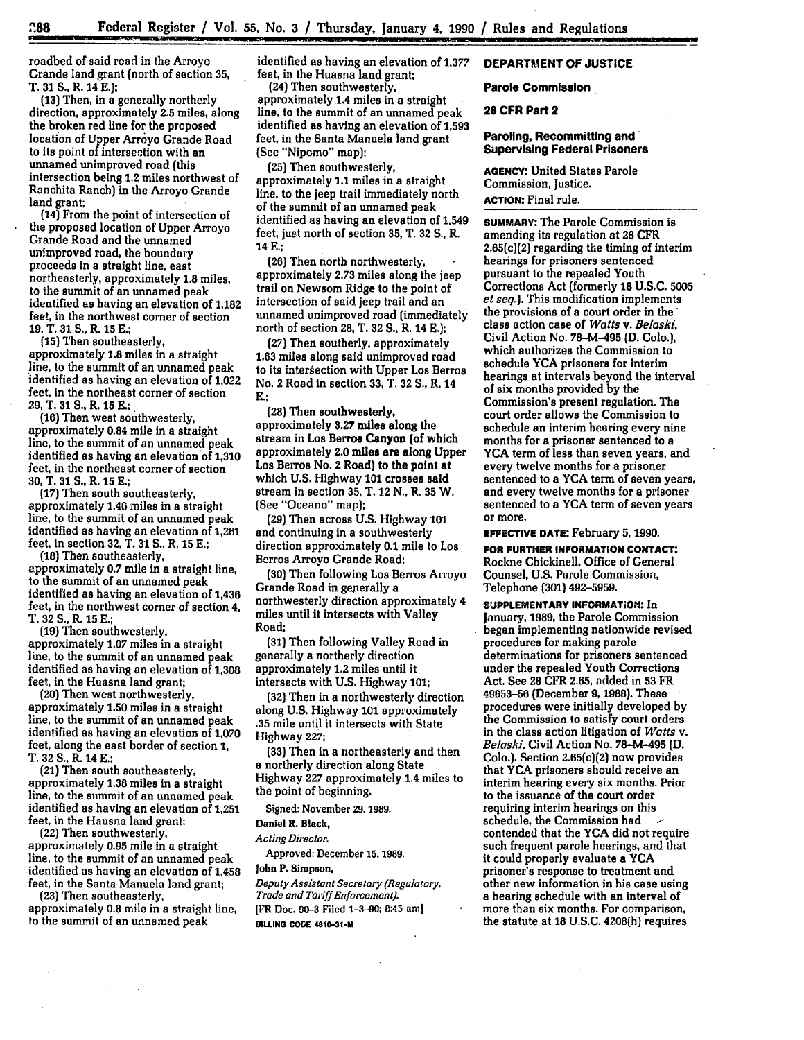roadbed of said road in the Arroyo Grande land grant (north of section 35, T. 31 S., R. 14 E.);

(13) Then, in a generally northerly direction, approximately 2.5 miles, along the broken red line for the proposed location of Upper Arroyo Grande Road to its point of intersection with an unnamed unimproved road (this intersection being 1.2 miles northwest of Ranchita Ranch) in the Arroyo Grande land grant;

(14) From the point of intersection of the proposed location of Upper Arroyo Grande Road and the unnamed unimproved road, the boundary proceeds in a straight line, east northeasterly, approximately 1.8 miles, to the summit of an unnamed peak identified as having an elevation of 1,182 feet, in the northwest corner of section 19, T. 31 S., R. 15 E.;

(15) Then southeasterly, approximately 1.8 miles in a straight line, to the summit of an unnamed peak identified as having an elevation of 1,022 feet, in the northeast corner of section 29, T. 31 S., R. 15 E.;

(16) Then west southwesterly, approximately 0.84 mile in a straight line, to the summit of an unnamed peak identified as having an elevation of 1,310 feet, in the northeast corner of section 30, T. 31 S., R. 15 E.;

(17) Then south southeasterly, approximately 1.46 miles in a straight line, to the summit of an unnamed peak identified as having an elevation of 1,261 feet, in section 32, T. 31 S., R. 15 E.;

(18) Then southeasterly, approximately 0.7 mile in a straight line, to the summit of an unnamed peak identified as having an elevation of 1,436 feet, in the northwest corner of section 4, T. 32 S., R. 15 E.;

(19) Then southwesterly, approximately 1.07 miles in a straight line, to the summit of an unnamed peak identified as having an elevation of 1,308 feet, in the Huasna land grant;

(20) Then west northwesterly, approximately 1.50 miles in a straight line, to the summit of an unnamed peak identified as having an elevation of 1,070 feet, along the east border of section 1, T. 32 S., R. 14 E.;

(21) Then south southeasterly, approximately 1.38 miles in a straight line, to the summit of an unnamed peak identified as having an elevation of 1,251 feet, in the Hausna land grant;

(22) Then southwesterly, approximately 0.95 mile in a straight line, to the summit of an unnamed peak identified as having an elevation of 1,458 feet, in the Santa Manuela land grant;

(23) Then southeasterly, approximately 0.8 mile in a straight line, to the summit of an unnamed peak identified as having an elevation of 1,377 feet, in the Huasna land grant;

(24) Then southwesterly, approximately 1.4 miles in a straight line, to the summit of an unnamed peak identified as having an elevation of 1,593 feet, in the Santa Manuela land grant (See "Nipomo" map);

(25) Then southwesterly, approximately 1.1 miles in a straight line, to the jeep trail immediately north of the summit of an unnamed peak identified as having an elevation of 1,549 feet, just north of section 35, T. 32 S., R. 14 E.;

(26) Then north northwesterly, approximately 2.73 miles along the jeep trail on Newsom Ridge to the point of intersection of said jeep trail and an unnamed unimproved road (immediately north of section 28, T. 32 S., R. 14 E.);

(27) Then southerly, approximately 1.63 miles along said unimproved road to its intersection with Upper Los Berros No. 2 Road in section 33, T. 32 S., R. 14 E.;

(28) Then southwesterly, approximately 3.27 miles along the stream in Los Berros Canyon (of which approximately 2.0 miles are along Upper Los Berros No. 2 Road) to the point at which U.S. Highway 101 crosses said stream in section 35, T. 12 N., R. 35 W. (See "Oceano" map);

(29) Then across U.S. Highway 101 and continuing in a southwesterly direction approximately 0.1 mile to Los Berros Arroyo Grande Road;

(30) Then following Los Berros Arroyo Grande Road in generally a northwesterly direction approximately 4 miles until it intersects with Valley Road;

(31) Then following Valley Road in generally a northerly direction approximately 1.2 miles until it intersects with U.S. Highway 101;

(32) Then in a northwesterly direction along U.S. Highway 101 approximately .35 mile until it intersects with State Highway 227;

(33) Then in a northeasterly and then a northerly direction along State Highway 227 approximately 1.4 miles to the point of beginning.

Signed: November 29, 1989.

**Daniel R. Black,**

*Acting Director.*

Approved: December 15, 1989.

**John P. Simpson,**

*Deputy Assistant Secretary (Regulatory, Trade and Tariff Enforcement).*

[FR Doc. 90-3 Filed 1-3-90; 8:45 am]

**BILLING CODE 4810-31-M**

## DEPARTMENT OF JUSTICE

### Parole Commission

### 28 CFR Part 2

### Paroling, Recommitting and Supervising Federal Prisoners

**AGENCY:** United States Parole Commission, Justice.

**ACTION:** Final rule.

**SUMMARY:** The Parole Commission is amending its regulation at 28 CFR 2.65(c)(2) regarding the timing of interim hearings for prisoners sentenced pursuant to the repealed Youth Corrections Act (formerly 18 U.S.C. 5005 *et seq.*). This modification implements the provisions of a court order in the class action case of *Watts* v. *Belaski*, Civil Action No. 78-M-495 (D. Colo.), which authorizes the Commission to schedule YCA prisoners for interim hearings at intervals beyond the interval of six months provided by the Commission's present regulation. The court order allows the Commission to schedule an interim hearing every nine months for a prisoner sentenced to a YCA term of less than seven years, and every twelve months for a prisoner sentenced to a YCA term of seven years, and every twelve months for a prisoner sentenced to a YCA term of seven years or more.

**EFFECTIVE DATE:** February 5, 1990.

**FOR FURTHER INFORMATION CONTACT:** Rockne Chickinell, Office of General Counsel, U.S. Parole Commission, Telephone (301) 492-5959.

**SUPPLEMENTARY INFORMATION:** In January, 1989, the Parole Commission began implementing nationwide revised procedures for making parole determinations for prisoners sentenced under the repealed Youth Corrections Act. See 28 CFR 2.65, added in 53 FR 49653-56 (December 9, 1988). These procedures were initially developed by the Commission to satisfy court orders in the class action litigation of *Watts* v. *Belaski*, Civil Action No. 78-M-495 (D. Colo.). Section 2.65(c)(2) now provides that YCA prisoners should receive an interim hearing every six months. Prior to the issuance of the court order requiring interim hearings on this schedule, the Commission had contended that the YCA did not require such frequent parole hearings, and that it could properly evaluate a YCA prisoner's response to treatment and other new information in his case using a hearing schedule with an interval of more than six months. For comparison, the statute at 18 U.S.C. 4208(h) requires